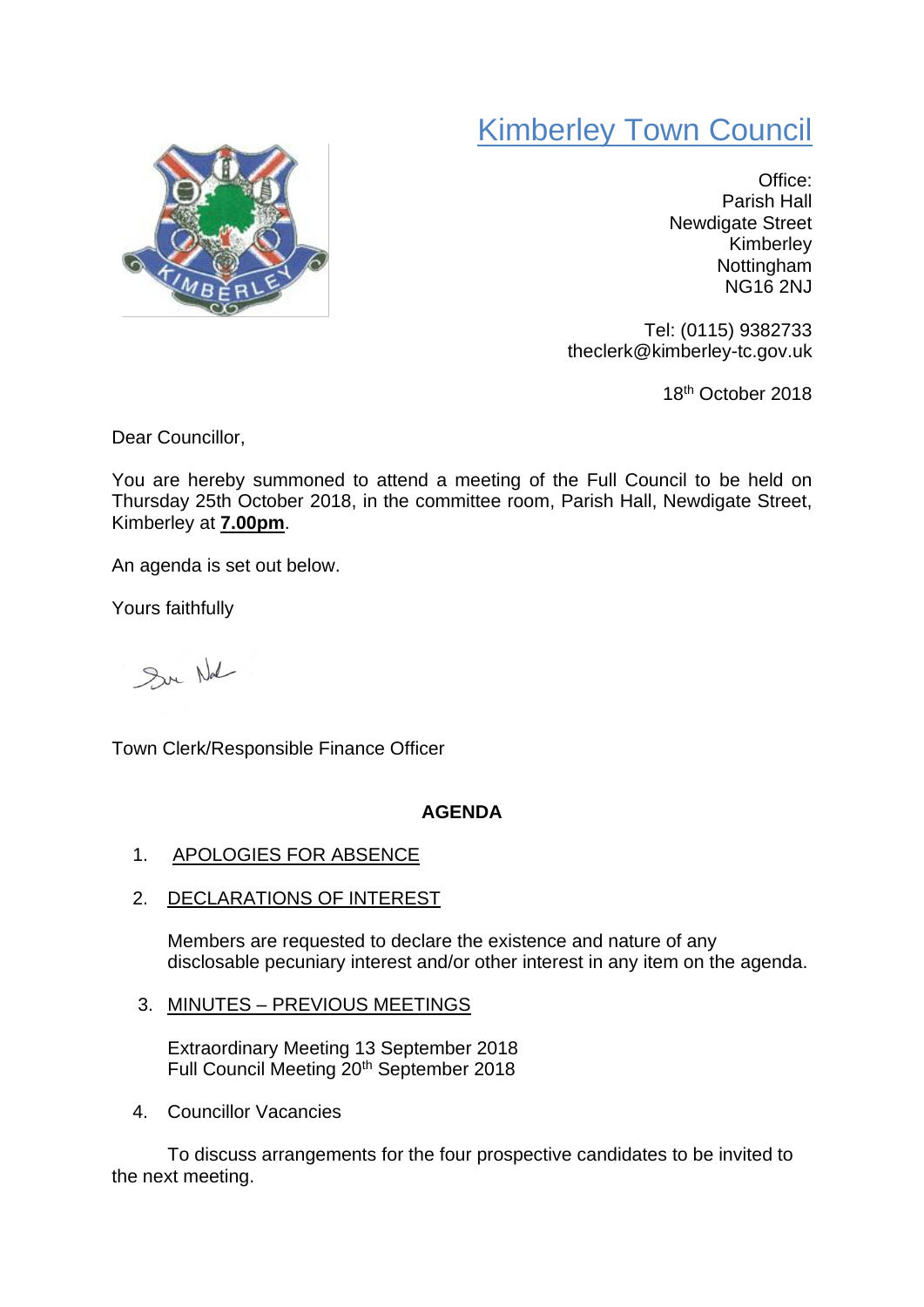# Kimberley Town Council

Office:
Parish Hall
Newdigate Street
Kimberley
Nottingham
NG16 2NJ

Tel: (0115) 9382733
theclerk@kimberley-tc.gov.uk

18th October 2018

Dear Councillor,

You are hereby summoned to attend a meeting of the Full Council to be held on Thursday 25th October 2018, in the committee room, Parish Hall, Newdigate Street, Kimberley at **7.00pm**.

An agenda is set out below.

Yours faithfully

Town Clerk/Responsible Finance Officer

**AGENDA**

1. APOLOGIES FOR ABSENCE

2. DECLARATIONS OF INTEREST

   Members are requested to declare the existence and nature of any disclosable pecuniary interest and/or other interest in any item on the agenda.

3. MINUTES – PREVIOUS MEETINGS

   Extraordinary Meeting 13 September 2018
   Full Council Meeting 20th September 2018

4. Councillor Vacancies

   To discuss arrangements for the four prospective candidates to be invited to the next meeting.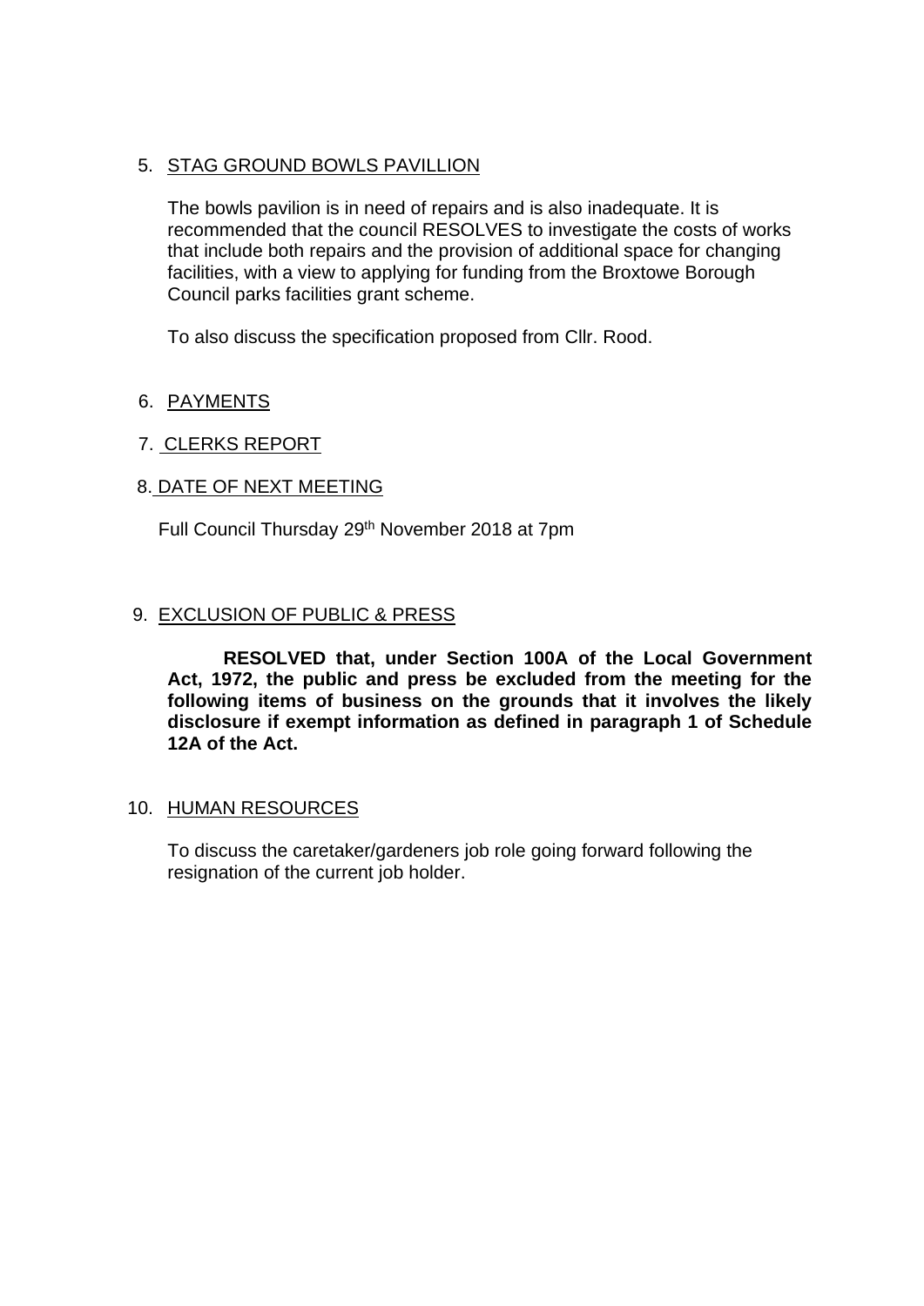5. STAG GROUND BOWLS PAVILLION

   The bowls pavilion is in need of repairs and is also inadequate. It is recommended that the council RESOLVES to investigate the costs of works that include both repairs and the provision of additional space for changing facilities, with a view to applying for funding from the Broxtowe Borough Council parks facilities grant scheme.

   To also discuss the specification proposed from Cllr. Rood.

6. PAYMENTS

7. CLERKS REPORT

8. DATE OF NEXT MEETING

   Full Council Thursday 29th November 2018 at 7pm

9. EXCLUSION OF PUBLIC & PRESS

   **RESOLVED that, under Section 100A of the Local Government Act, 1972, the public and press be excluded from the meeting for the following items of business on the grounds that it involves the likely disclosure if exempt information as defined in paragraph 1 of Schedule 12A of the Act.**

10. HUMAN RESOURCES

    To discuss the caretaker/gardeners job role going forward following the resignation of the current job holder.